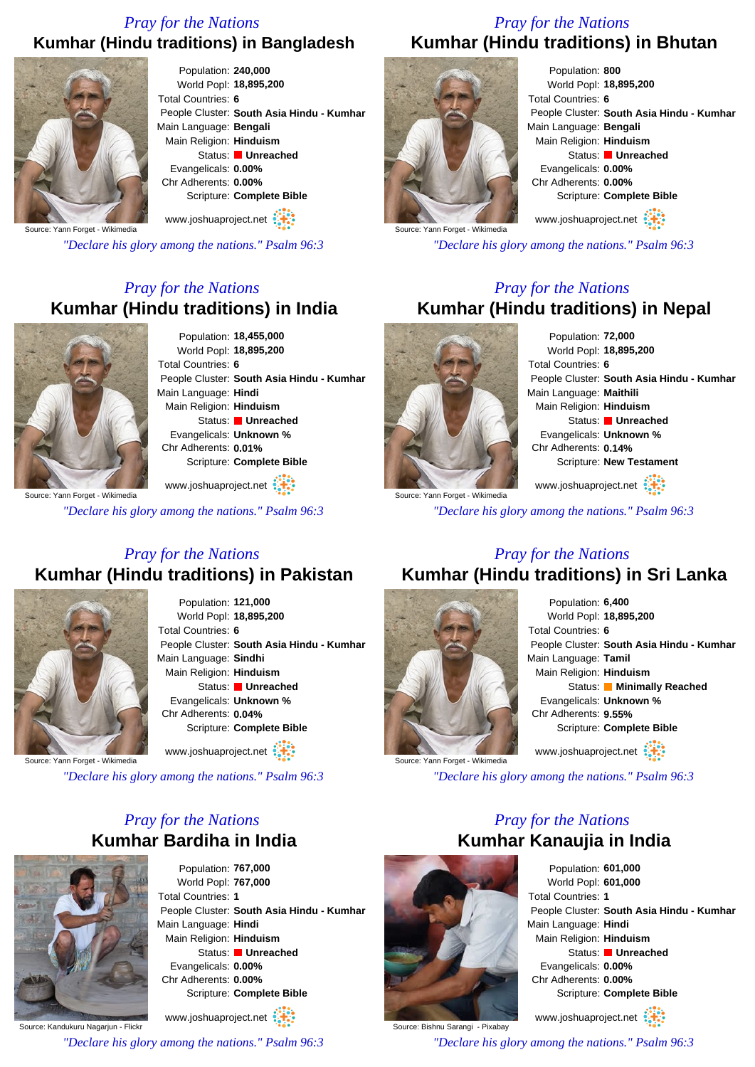*Pray for the Nations*

## Kumhar (Hindu traditions) in Bangladesh

Source: Yann Forget - Wikimedia

Population: **240,000**
World Popl: **18,895,200**
Total Countries: **6**
People Cluster: **South Asia Hindu - Kumhar**
Main Language: **Bengali**
Main Religion: **Hinduism**
Status: **Unreached**
Evangelicals: **0.00%**
Chr Adherents: **0.00%**
Scripture: **Complete Bible**

www.joshuaproject.net

*"Declare his glory among the nations." Psalm 96:3*

*Pray for the Nations*

## Kumhar (Hindu traditions) in Bhutan

Source: Yann Forget - Wikimedia

Population: **800**
World Popl: **18,895,200**
Total Countries: **6**
People Cluster: **South Asia Hindu - Kumhar**
Main Language: **Bengali**
Main Religion: **Hinduism**
Status: **Unreached**
Evangelicals: **0.00%**
Chr Adherents: **0.00%**
Scripture: **Complete Bible**

www.joshuaproject.net

*"Declare his glory among the nations." Psalm 96:3*

*Pray for the Nations*

## Kumhar (Hindu traditions) in India

Source: Yann Forget - Wikimedia

Population: **18,455,000**
World Popl: **18,895,200**
Total Countries: **6**
People Cluster: **South Asia Hindu - Kumhar**
Main Language: **Hindi**
Main Religion: **Hinduism**
Status: **Unreached**
Evangelicals: **Unknown %**
Chr Adherents: **0.01%**
Scripture: **Complete Bible**

www.joshuaproject.net

*"Declare his glory among the nations." Psalm 96:3*

*Pray for the Nations*

## Kumhar (Hindu traditions) in Nepal

Source: Yann Forget - Wikimedia

Population: **72,000**
World Popl: **18,895,200**
Total Countries: **6**
People Cluster: **South Asia Hindu - Kumhar**
Main Language: **Maithili**
Main Religion: **Hinduism**
Status: **Unreached**
Evangelicals: **Unknown %**
Chr Adherents: **0.14%**
Scripture: **New Testament**

www.joshuaproject.net

*"Declare his glory among the nations." Psalm 96:3*

*Pray for the Nations*

## Kumhar (Hindu traditions) in Pakistan

Source: Yann Forget - Wikimedia

Population: **121,000**
World Popl: **18,895,200**
Total Countries: **6**
People Cluster: **South Asia Hindu - Kumhar**
Main Language: **Sindhi**
Main Religion: **Hinduism**
Status: **Unreached**
Evangelicals: **Unknown %**
Chr Adherents: **0.04%**
Scripture: **Complete Bible**

www.joshuaproject.net

*"Declare his glory among the nations." Psalm 96:3*

*Pray for the Nations*

## Kumhar (Hindu traditions) in Sri Lanka

Source: Yann Forget - Wikimedia

Population: **6,400**
World Popl: **18,895,200**
Total Countries: **6**
People Cluster: **South Asia Hindu - Kumhar**
Main Language: **Tamil**
Main Religion: **Hinduism**
Status: **Minimally Reached**
Evangelicals: **Unknown %**
Chr Adherents: **9.55%**
Scripture: **Complete Bible**

www.joshuaproject.net

*"Declare his glory among the nations." Psalm 96:3*

*Pray for the Nations*

## Kumhar Bardiha in India

Source: Kandukuru Nagarjun - Flickr

Population: **767,000**
World Popl: **767,000**
Total Countries: **1**
People Cluster: **South Asia Hindu - Kumhar**
Main Language: **Hindi**
Main Religion: **Hinduism**
Status: **Unreached**
Evangelicals: **0.00%**
Chr Adherents: **0.00%**
Scripture: **Complete Bible**

www.joshuaproject.net

*"Declare his glory among the nations." Psalm 96:3*

*Pray for the Nations*

## Kumhar Kanaujia in India

Source: Bishnu Sarangi - Pixabay

Population: **601,000**
World Popl: **601,000**
Total Countries: **1**
People Cluster: **South Asia Hindu - Kumhar**
Main Language: **Hindi**
Main Religion: **Hinduism**
Status: **Unreached**
Evangelicals: **0.00%**
Chr Adherents: **0.00%**
Scripture: **Complete Bible**

www.joshuaproject.net

*"Declare his glory among the nations." Psalm 96:3*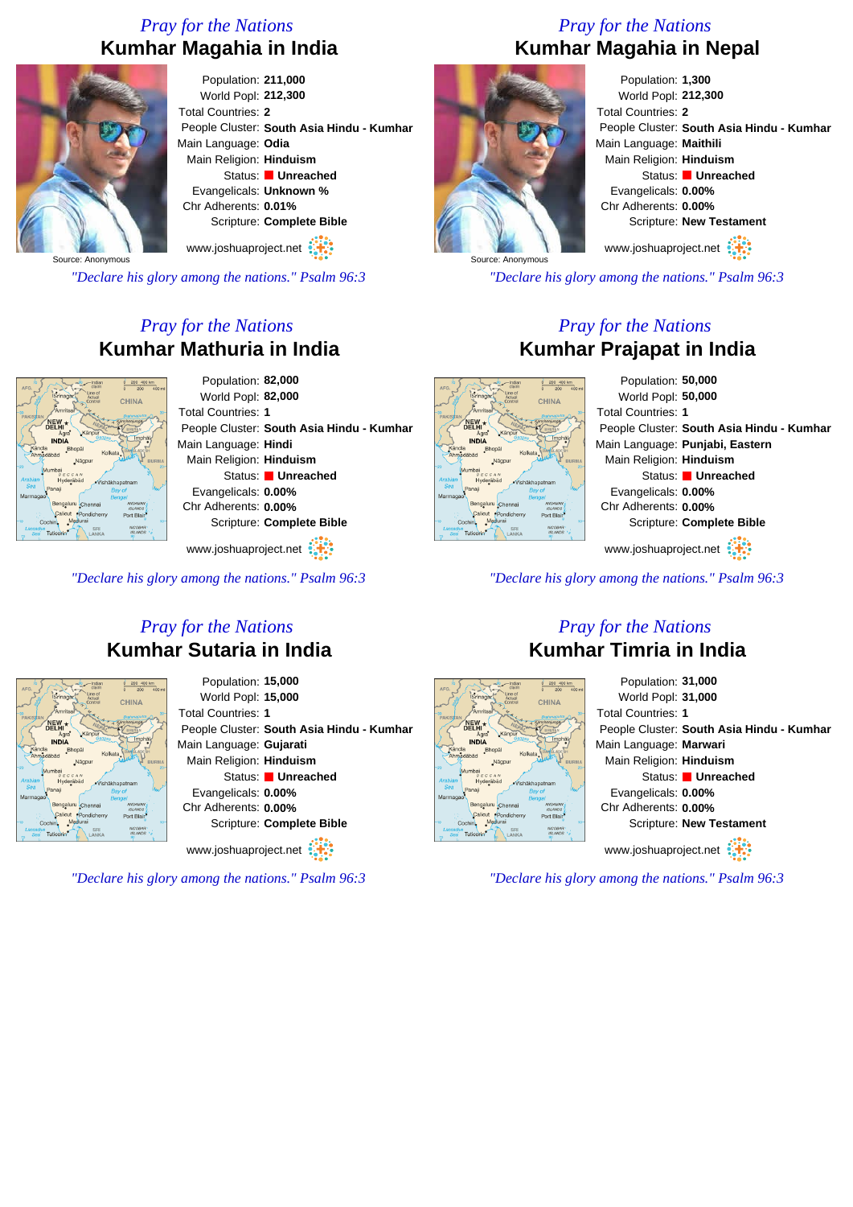*Pray for the Nations*

## Kumhar Magahia in India

Source: Anonymous

Population: **211,000**
World Popl: **212,300**
Total Countries: **2**
People Cluster: **South Asia Hindu - Kumhar**
Main Language: **Odia**
Main Religion: **Hinduism**
Status: **Unreached**
Evangelicals: **Unknown %**
Chr Adherents: **0.01%**
Scripture: **Complete Bible**

www.joshuaproject.net

*"Declare his glory among the nations." Psalm 96:3*

*Pray for the Nations*

## Kumhar Magahia in Nepal

Source: Anonymous

Population: **1,300**
World Popl: **212,300**
Total Countries: **2**
People Cluster: **South Asia Hindu - Kumhar**
Main Language: **Maithili**
Main Religion: **Hinduism**
Status: **Unreached**
Evangelicals: **0.00%**
Chr Adherents: **0.00%**
Scripture: **New Testament**

www.joshuaproject.net

*"Declare his glory among the nations." Psalm 96:3*

*Pray for the Nations*

## Kumhar Mathuria in India

Population: **82,000**
World Popl: **82,000**
Total Countries: **1**
People Cluster: **South Asia Hindu - Kumhar**
Main Language: **Hindi**
Main Religion: **Hinduism**
Status: **Unreached**
Evangelicals: **0.00%**
Chr Adherents: **0.00%**
Scripture: **Complete Bible**

www.joshuaproject.net

*"Declare his glory among the nations." Psalm 96:3*

*Pray for the Nations*

## Kumhar Prajapat in India

Population: **50,000**
World Popl: **50,000**
Total Countries: **1**
People Cluster: **South Asia Hindu - Kumhar**
Main Language: **Punjabi, Eastern**
Main Religion: **Hinduism**
Status: **Unreached**
Evangelicals: **0.00%**
Chr Adherents: **0.00%**
Scripture: **Complete Bible**

www.joshuaproject.net

*"Declare his glory among the nations." Psalm 96:3*

*Pray for the Nations*

## Kumhar Sutaria in India

Population: **15,000**
World Popl: **15,000**
Total Countries: **1**
People Cluster: **South Asia Hindu - Kumhar**
Main Language: **Gujarati**
Main Religion: **Hinduism**
Status: **Unreached**
Evangelicals: **0.00%**
Chr Adherents: **0.00%**
Scripture: **Complete Bible**

www.joshuaproject.net

*"Declare his glory among the nations." Psalm 96:3*

*Pray for the Nations*

## Kumhar Timria in India

Population: **31,000**
World Popl: **31,000**
Total Countries: **1**
People Cluster: **South Asia Hindu - Kumhar**
Main Language: **Marwari**
Main Religion: **Hinduism**
Status: **Unreached**
Evangelicals: **0.00%**
Chr Adherents: **0.00%**
Scripture: **New Testament**

www.joshuaproject.net

*"Declare his glory among the nations." Psalm 96:3*